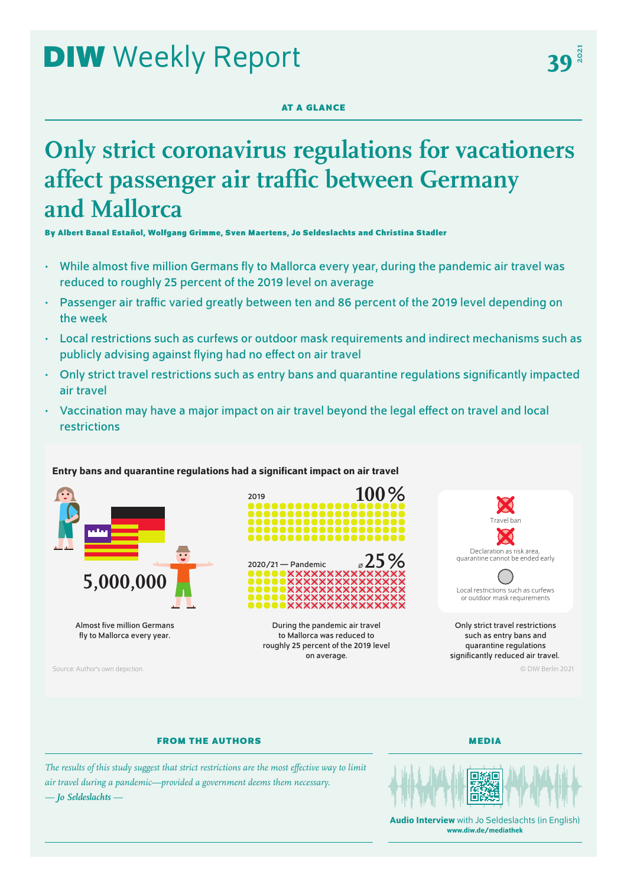# DIW Weekly Report

39 2021

AT A GLANCE

# Only strict coronavirus regulations for vacationers affect passenger air traffic between Germany and Mallorca

**By Albert Banal Estañol, Wolfgang Grimme, Sven Maertens, Jo Seldeslachts and Christina Stadler**

- While almost five million Germans fly to Mallorca every year, during the pandemic air travel was reduced to roughly 25 percent of the 2019 level on average
- Passenger air traffic varied greatly between ten and 86 percent of the 2019 level depending on the week
- Local restrictions such as curfews or outdoor mask requirements and indirect mechanisms such as publicly advising against flying had no effect on air travel
- Only strict travel restrictions such as entry bans and quarantine regulations significantly impacted air travel
- Vaccination may have a major impact on air travel beyond the legal effect on travel and local restrictions

**Entry bans and quarantine regulations had a significant impact on air travel**

5,000,000

Almost five million Germans fly to Mallorca every year.

2019 — 100%

2020/21 — Pandemic — ⌀25%

During the pandemic air travel to Mallorca was reduced to roughly 25 percent of the 2019 level on average.

Travel ban

Declaration as risk area, quarantine cannot be ended early

Local restrictions such as curfews or outdoor mask requirements

Only strict travel restrictions such as entry bans and quarantine regulations significantly reduced air travel.

Source: Author's own depiction.

© DIW Berlin 2021

FROM THE AUTHORS

*The results of this study suggest that strict restrictions are the most effective way to limit air travel during a pandemic—provided a government deems them necessary.*
*— Jo Seldeslachts —*

MEDIA

**Audio Interview** with Jo Seldeslachts (in English)
**www.diw.de/mediathek**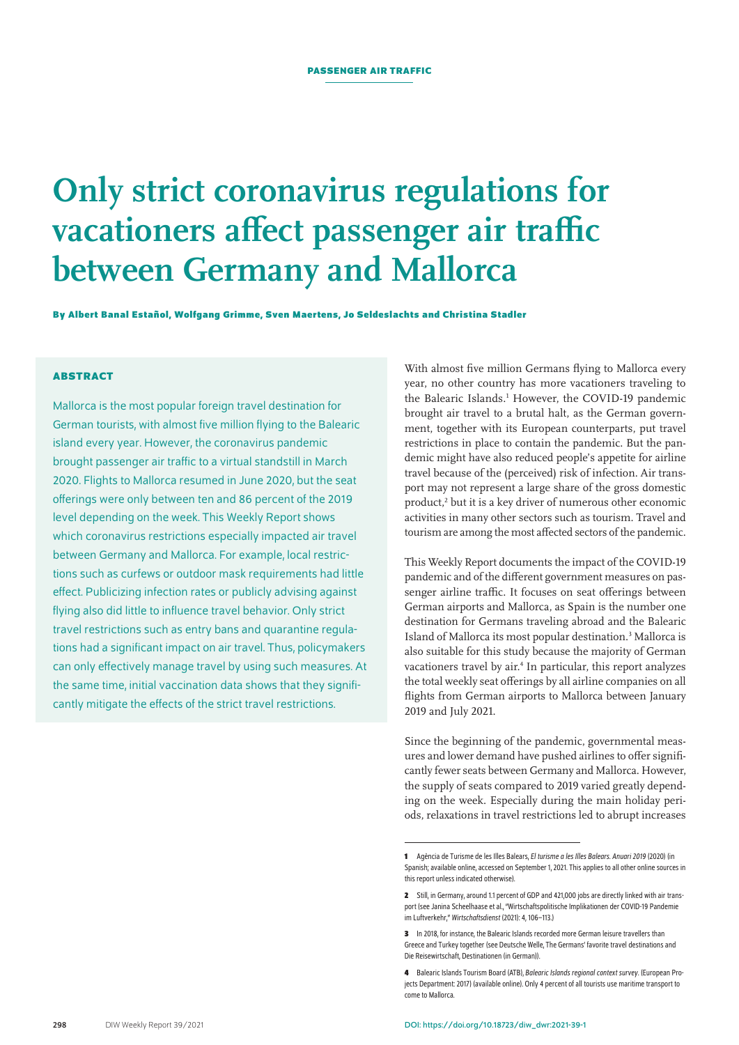PASSENGER AIR TRAFFIC

# Only strict coronavirus regulations for vacationers affect passenger air traffic between Germany and Mallorca

**By Albert Banal Estañol, Wolfgang Grimme, Sven Maertens, Jo Seldeslachts and Christina Stadler**

## ABSTRACT

Mallorca is the most popular foreign travel destination for German tourists, with almost five million flying to the Balearic island every year. However, the coronavirus pandemic brought passenger air traffic to a virtual standstill in March 2020. Flights to Mallorca resumed in June 2020, but the seat offerings were only between ten and 86 percent of the 2019 level depending on the week. This Weekly Report shows which coronavirus restrictions especially impacted air travel between Germany and Mallorca. For example, local restrictions such as curfews or outdoor mask requirements had little effect. Publicizing infection rates or publicly advising against flying also did little to influence travel behavior. Only strict travel restrictions such as entry bans and quarantine regulations had a significant impact on air travel. Thus, policymakers can only effectively manage travel by using such measures. At the same time, initial vaccination data shows that they significantly mitigate the effects of the strict travel restrictions.

With almost five million Germans flying to Mallorca every year, no other country has more vacationers traveling to the Balearic Islands.[1] However, the COVID-19 pandemic brought air travel to a brutal halt, as the German government, together with its European counterparts, put travel restrictions in place to contain the pandemic. But the pandemic might have also reduced people's appetite for airline travel because of the (perceived) risk of infection. Air transport may not represent a large share of the gross domestic product,[2] but it is a key driver of numerous other economic activities in many other sectors such as tourism. Travel and tourism are among the most affected sectors of the pandemic.

This Weekly Report documents the impact of the COVID-19 pandemic and of the different government measures on passenger airline traffic. It focuses on seat offerings between German airports and Mallorca, as Spain is the number one destination for Germans traveling abroad and the Balearic Island of Mallorca its most popular destination.[3] Mallorca is also suitable for this study because the majority of German vacationers travel by air.[4] In particular, this report analyzes the total weekly seat offerings by all airline companies on all flights from German airports to Mallorca between January 2019 and July 2021.

Since the beginning of the pandemic, governmental measures and lower demand have pushed airlines to offer significantly fewer seats between Germany and Mallorca. However, the supply of seats compared to 2019 varied greatly depending on the week. Especially during the main holiday periods, relaxations in travel restrictions led to abrupt increases

---

[1] Agència de Turisme de les Illes Balears, *El turisme a les Illes Balears. Anuari 2019* (2020) (in Spanish; available online, accessed on September 1, 2021. This applies to all other online sources in this report unless indicated otherwise).

[2] Still, in Germany, around 1.1 percent of GDP and 421,000 jobs are directly linked with air transport (see Janina Scheelhaase et al., "Wirtschaftspolitische Implikationen der COVID-19 Pandemie im Luftverkehr," *Wirtschaftsdienst* (2021): 4, 106–113.)

[3] In 2018, for instance, the Balearic Islands recorded more German leisure travellers than Greece and Turkey together (see Deutsche Welle, The Germans' favorite travel destinations and Die Reisewirtschaft, Destinationen (in German)).

[4] Balearic Islands Tourism Board (ATB), *Balearic Islands regional context survey.* (European Projects Department: 2017) (available online). Only 4 percent of all tourists use maritime transport to come to Mallorca.

DOI: https://doi.org/10.18723/diw_dwr:2021-39-1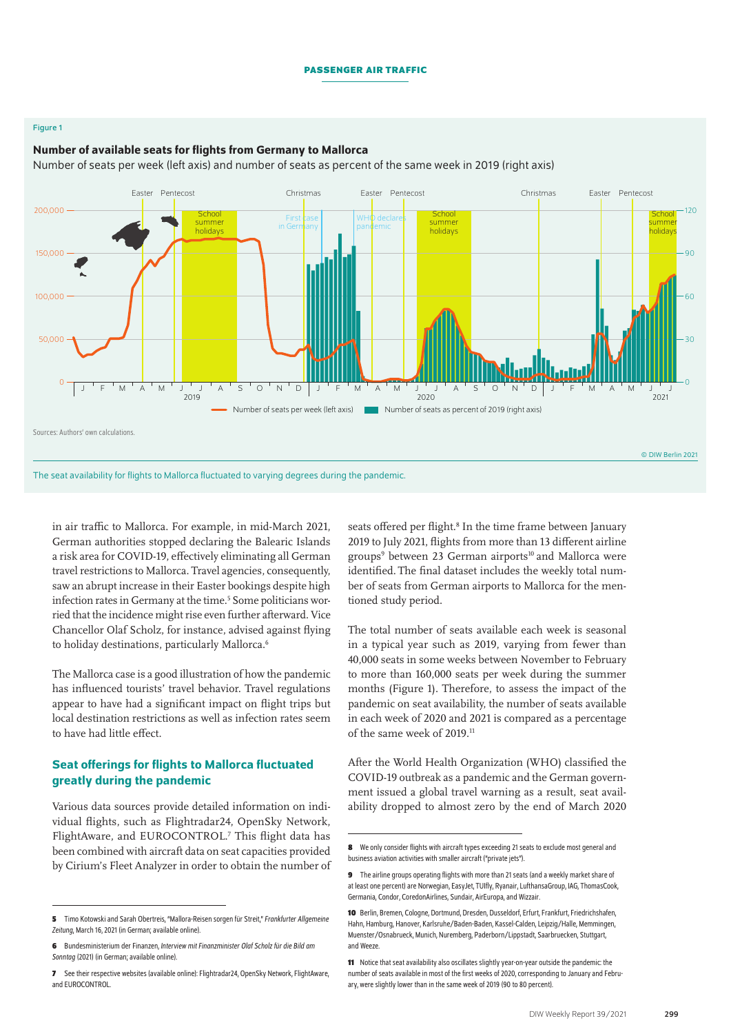Figure 1

**Number of available seats for flights from Germany to Mallorca**

Number of seats per week (left axis) and number of seats as percent of the same week in 2019 (right axis)

Sources: Authors' own calculations.

© DIW Berlin 2021

The seat availability for flights to Mallorca fluctuated to varying degrees during the pandemic.

in air traffic to Mallorca. For example, in mid-March 2021, German authorities stopped declaring the Balearic Islands a risk area for COVID-19, effectively eliminating all German travel restrictions to Mallorca. Travel agencies, consequently, saw an abrupt increase in their Easter bookings despite high infection rates in Germany at the time.[5] Some politicians worried that the incidence might rise even further afterward. Vice Chancellor Olaf Scholz, for instance, advised against flying to holiday destinations, particularly Mallorca.[6]

The Mallorca case is a good illustration of how the pandemic has influenced tourists' travel behavior. Travel regulations appear to have had a significant impact on flight trips but local destination restrictions as well as infection rates seem to have had little effect.

## Seat offerings for flights to Mallorca fluctuated greatly during the pandemic

Various data sources provide detailed information on individual flights, such as Flightradar24, OpenSky Network, FlightAware, and EUROCONTROL.[7] This flight data has been combined with aircraft data on seat capacities provided by Cirium's Fleet Analyzer in order to obtain the number of seats offered per flight.[8] In the time frame between January 2019 to July 2021, flights from more than 13 different airline groups[9] between 23 German airports[10] and Mallorca were identified. The final dataset includes the weekly total number of seats from German airports to Mallorca for the mentioned study period.

The total number of seats available each week is seasonal in a typical year such as 2019, varying from fewer than 40,000 seats in some weeks between November to February to more than 160,000 seats per week during the summer months (Figure 1). Therefore, to assess the impact of the pandemic on seat availability, the number of seats available in each week of 2020 and 2021 is compared as a percentage of the same week of 2019.[11]

After the World Health Organization (WHO) classified the COVID-19 outbreak as a pandemic and the German government issued a global travel warning as a result, seat availability dropped to almost zero by the end of March 2020

---

5 Timo Kotowski and Sarah Obertreis, "Mallora-Reisen sorgen für Streit," *Frankfurter Allgemeine Zeitung*, March 16, 2021 (in German; available online).

6 Bundesministerium der Finanzen, *Interview mit Finanzminister Olaf Scholz für die Bild am Sonntag* (2021) (in German; available online).

7 See their respective websites (available online): Flightradar24, OpenSky Network, FlightAware, and EUROCONTROL.

8 We only consider flights with aircraft types exceeding 21 seats to exclude most general and business aviation activities with smaller aircraft ("private jets").

9 The airline groups operating flights with more than 21 seats (and a weekly market share of at least one percent) are Norwegian, EasyJet, TUIfly, Ryanair, LufthansaGroup, IAG, ThomasCook, Germania, Condor, CoredonAirlines, Sundair, AirEuropa, and Wizzair.

10 Berlin, Bremen, Cologne, Dortmund, Dresden, Dusseldorf, Erfurt, Frankfurt, Friedrichshafen, Hahn, Hamburg, Hanover, Karlsruhe/Baden-Baden, Kassel-Calden, Leipzig/Halle, Memmingen, Muenster/Osnabrueck, Munich, Nuremberg, Paderborn/Lippstadt, Saarbruecken, Stuttgart, and Weeze.

11 Notice that seat availability also oscillates slightly year-on-year outside the pandemic: the number of seats available in most of the first weeks of 2020, corresponding to January and February, were slightly lower than in the same week of 2019 (90 to 80 percent).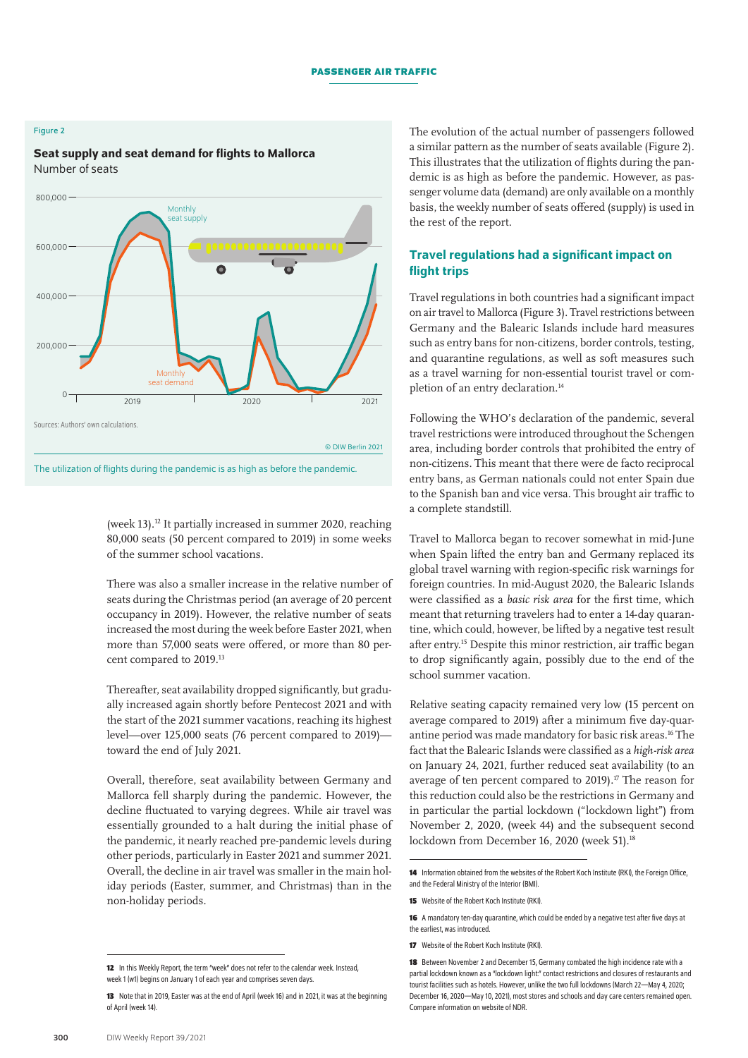Figure 2

**Seat supply and seat demand for flights to Mallorca**

Number of seats

Sources: Authors' own calculations.

© DIW Berlin 2021

The utilization of flights during the pandemic is as high as before the pandemic.

(week 13).[12] It partially increased in summer 2020, reaching 80,000 seats (50 percent compared to 2019) in some weeks of the summer school vacations.

There was also a smaller increase in the relative number of seats during the Christmas period (an average of 20 percent occupancy in 2019). However, the relative number of seats increased the most during the week before Easter 2021, when more than 57,000 seats were offered, or more than 80 percent compared to 2019.[13]

Thereafter, seat availability dropped significantly, but gradually increased again shortly before Pentecost 2021 and with the start of the 2021 summer vacations, reaching its highest level—over 125,000 seats (76 percent compared to 2019)—toward the end of July 2021.

Overall, therefore, seat availability between Germany and Mallorca fell sharply during the pandemic. However, the decline fluctuated to varying degrees. While air travel was essentially grounded to a halt during the initial phase of the pandemic, it nearly reached pre-pandemic levels during other periods, particularly in Easter 2021 and summer 2021. Overall, the decline in air travel was smaller in the main holiday periods (Easter, summer, and Christmas) than in the non-holiday periods.

The evolution of the actual number of passengers followed a similar pattern as the number of seats available (Figure 2). This illustrates that the utilization of flights during the pandemic is as high as before the pandemic. However, as passenger volume data (demand) are only available on a monthly basis, the weekly number of seats offered (supply) is used in the rest of the report.

## Travel regulations had a significant impact on flight trips

Travel regulations in both countries had a significant impact on air travel to Mallorca (Figure 3). Travel restrictions between Germany and the Balearic Islands include hard measures such as entry bans for non-citizens, border controls, testing, and quarantine regulations, as well as soft measures such as a travel warning for non-essential tourist travel or completion of an entry declaration.[14]

Following the WHO's declaration of the pandemic, several travel restrictions were introduced throughout the Schengen area, including border controls that prohibited the entry of non-citizens. This meant that there were de facto reciprocal entry bans, as German nationals could not enter Spain due to the Spanish ban and vice versa. This brought air traffic to a complete standstill.

Travel to Mallorca began to recover somewhat in mid-June when Spain lifted the entry ban and Germany replaced its global travel warning with region-specific risk warnings for foreign countries. In mid-August 2020, the Balearic Islands were classified as a *basic risk area* for the first time, which meant that returning travelers had to enter a 14-day quarantine, which could, however, be lifted by a negative test result after entry.[15] Despite this minor restriction, air traffic began to drop significantly again, possibly due to the end of the school summer vacation.

Relative seating capacity remained very low (15 percent on average compared to 2019) after a minimum five day-quarantine period was made mandatory for basic risk areas.[16] The fact that the Balearic Islands were classified as a *high-risk area* on January 24, 2021, further reduced seat availability (to an average of ten percent compared to 2019).[17] The reason for this reduction could also be the restrictions in Germany and in particular the partial lockdown ("lockdown light") from November 2, 2020, (week 44) and the subsequent second lockdown from December 16, 2020 (week 51).[18]

---

12 In this Weekly Report, the term "week" does not refer to the calendar week. Instead, week 1 (w1) begins on January 1 of each year and comprises seven days.

13 Note that in 2019, Easter was at the end of April (week 16) and in 2021, it was at the beginning of April (week 14).

14 Information obtained from the websites of the Robert Koch Institute (RKI), the Foreign Office, and the Federal Ministry of the Interior (BMI).

15 Website of the Robert Koch Institute (RKI).

16 A mandatory ten-day quarantine, which could be ended by a negative test after five days at the earliest, was introduced.

17 Website of the Robert Koch Institute (RKI).

18 Between November 2 and December 15, Germany combated the high incidence rate with a partial lockdown known as a "lockdown light:" contact restrictions and closures of restaurants and tourist facilities such as hotels. However, unlike the two full lockdowns (March 22—May 4, 2020; December 16, 2020—May 10, 2021), most stores and schools and day care centers remained open. Compare information on website of NDR.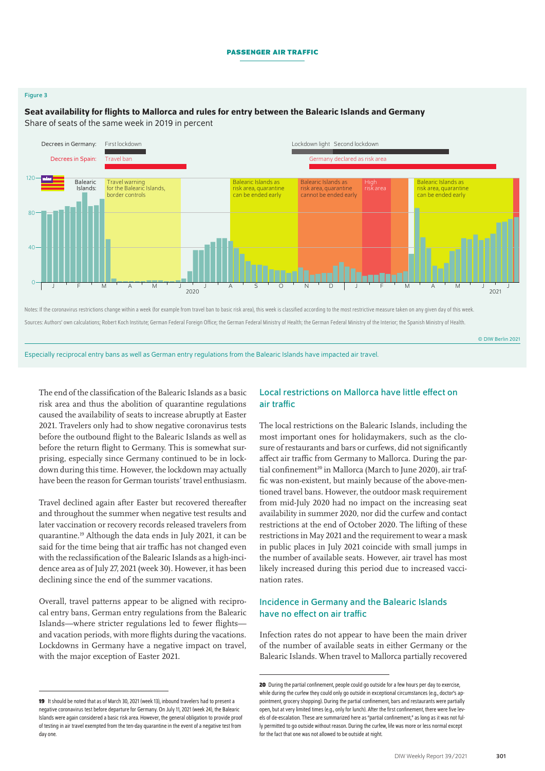Figure 3

**Seat availability for flights to Mallorca and rules for entry between the Balearic Islands and Germany**

Share of seats of the same week in 2019 in percent

Notes: If the coronavirus restrictions change within a week (for example from travel ban to basic risk area), this week is classified according to the most restrictive measure taken on any given day of this week.

Sources: Authors' own calculations; Robert Koch Institute; German Federal Foreign Office; the German Federal Ministry of Health; the German Federal Ministry of the Interior; the Spanish Ministry of Health.

© DIW Berlin 2021

Especially reciprocal entry bans as well as German entry regulations from the Balearic Islands have impacted air travel.

The end of the classification of the Balearic Islands as a basic risk area and thus the abolition of quarantine regulations caused the availability of seats to increase abruptly at Easter 2021. Travelers only had to show negative coronavirus tests before the outbound flight to the Balearic Islands as well as before the return flight to Germany. This is somewhat surprising, especially since Germany continued to be in lockdown during this time. However, the lockdown may actually have been the reason for German tourists' travel enthusiasm.

Travel declined again after Easter but recovered thereafter and throughout the summer when negative test results and later vaccination or recovery records released travelers from quarantine.[19] Although the data ends in July 2021, it can be said for the time being that air traffic has not changed even with the reclassification of the Balearic Islands as a high-incidence area as of July 27, 2021 (week 30). However, it has been declining since the end of the summer vacations.

Overall, travel patterns appear to be aligned with reciprocal entry bans, German entry regulations from the Balearic Islands—where stricter regulations led to fewer flights—and vacation periods, with more flights during the vacations. Lockdowns in Germany have a negative impact on travel, with the major exception of Easter 2021.

## Local restrictions on Mallorca have little effect on air traffic

The local restrictions on the Balearic Islands, including the most important ones for holidaymakers, such as the closure of restaurants and bars or curfews, did not significantly affect air traffic from Germany to Mallorca. During the partial confinement[20] in Mallorca (March to June 2020), air traffic was non-existent, but mainly because of the above-mentioned travel bans. However, the outdoor mask requirement from mid-July 2020 had no impact on the increasing seat availability in summer 2020, nor did the curfew and contact restrictions at the end of October 2020. The lifting of these restrictions in May 2021 and the requirement to wear a mask in public places in July 2021 coincide with small jumps in the number of available seats. However, air travel has most likely increased during this period due to increased vaccination rates.

## Incidence in Germany and the Balearic Islands have no effect on air traffic

Infection rates do not appear to have been the main driver of the number of available seats in either Germany or the Balearic Islands. When travel to Mallorca partially recovered

---

19 It should be noted that as of March 30, 2021 (week 13), inbound travelers had to present a negative coronavirus test before departure for Germany. On July 11, 2021 (week 24), the Balearic Islands were again considered a basic risk area. However, the general obligation to provide proof of testing in air travel exempted from the ten-day quarantine in the event of a negative test from day one.

20 During the partial confinement, people could go outside for a few hours per day to exercise, while during the curfew they could only go outside in exceptional circumstances (e.g., doctor's appointment, grocery shopping). During the partial confinement, bars and restaurants were partially open, but at very limited times (e.g., only for lunch). After the first confinement, there were five levels of de-escalation. These are summarized here as "partial confinement," as long as it was not fully permitted to go outside without reason. During the curfew, life was more or less normal except for the fact that one was not allowed to be outside at night.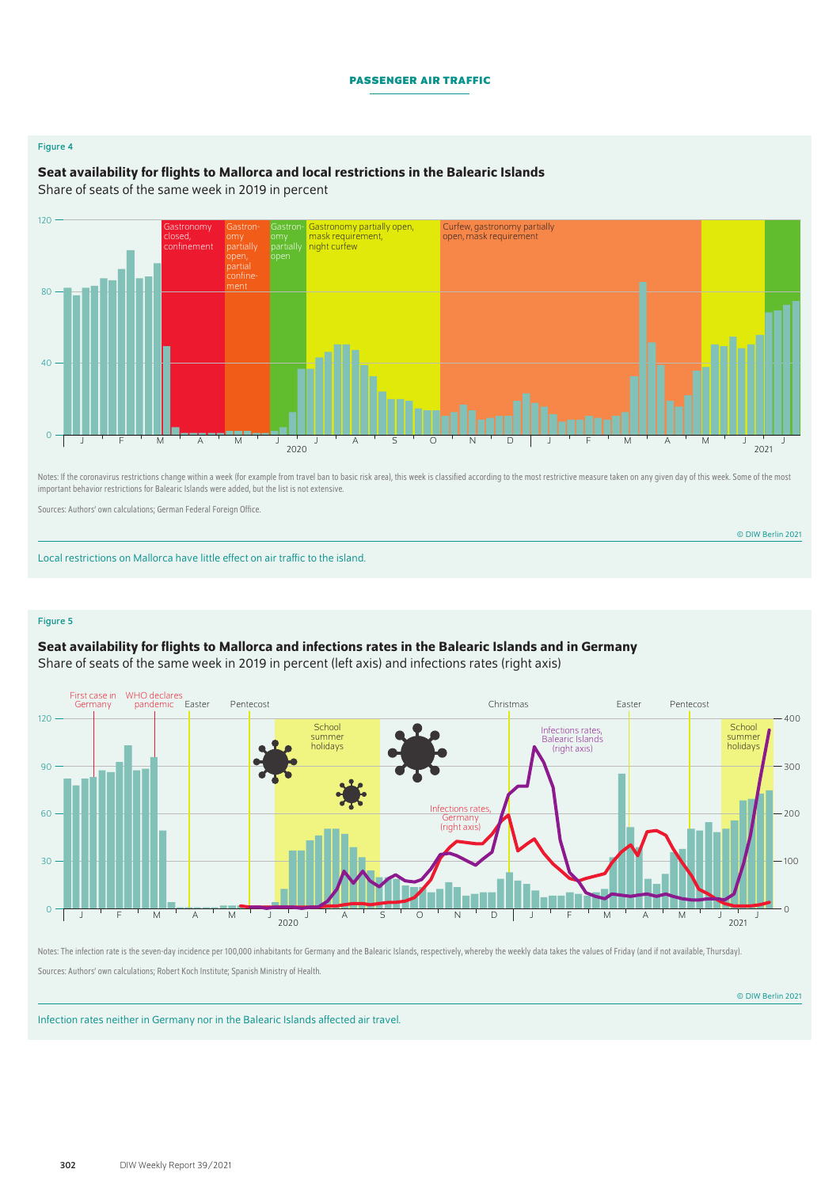Figure 4

**Seat availability for flights to Mallorca and local restrictions in the Balearic Islands**

Share of seats of the same week in 2019 in percent

Notes: If the coronavirus restrictions change within a week (for example from travel ban to basic risk area), this week is classified according to the most restrictive measure taken on any given day of this week. Some of the most important behavior restrictions for Balearic Islands were added, but the list is not extensive.

Sources: Authors' own calculations; German Federal Foreign Office.

© DIW Berlin 2021

Local restrictions on Mallorca have little effect on air traffic to the island.

Figure 5

**Seat availability for flights to Mallorca and infections rates in the Balearic Islands and in Germany**

Share of seats of the same week in 2019 in percent (left axis) and infections rates (right axis)

Notes: The infection rate is the seven-day incidence per 100,000 inhabitants for Germany and the Balearic Islands, respectively, whereby the weekly data takes the values of Friday (and if not available, Thursday).

Sources: Authors' own calculations; Robert Koch Institute; Spanish Ministry of Health.

© DIW Berlin 2021

Infection rates neither in Germany nor in the Balearic Islands affected air travel.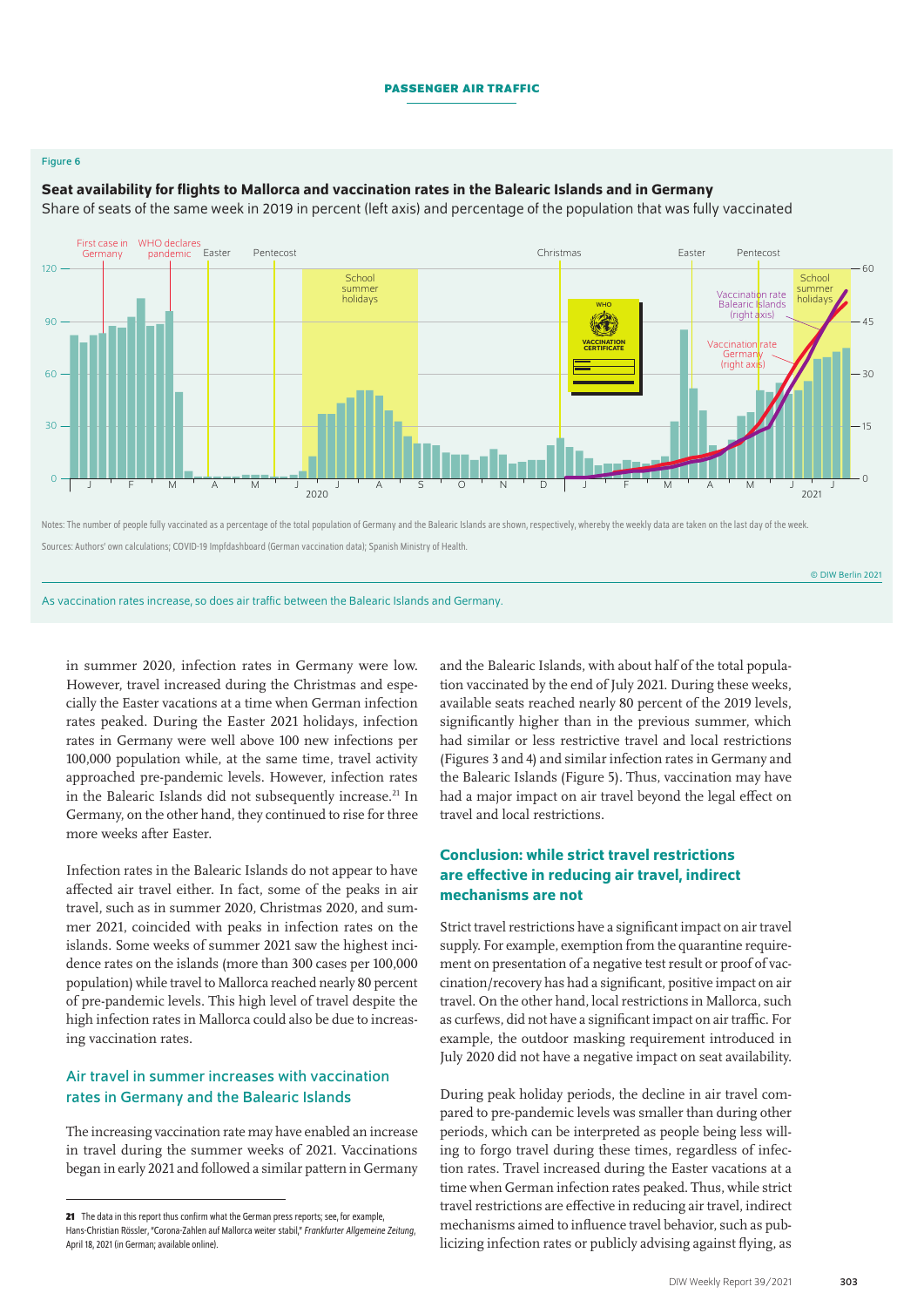Figure 6

**Seat availability for flights to Mallorca and vaccination rates in the Balearic Islands and in Germany**

Share of seats of the same week in 2019 in percent (left axis) and percentage of the population that was fully vaccinated

Notes: The number of people fully vaccinated as a percentage of the total population of Germany and the Balearic Islands are shown, respectively, whereby the weekly data are taken on the last day of the week.

Sources: Authors' own calculations; COVID-19 Impfdashboard (German vaccination data); Spanish Ministry of Health.

© DIW Berlin 2021

As vaccination rates increase, so does air traffic between the Balearic Islands and Germany.

in summer 2020, infection rates in Germany were low. However, travel increased during the Christmas and especially the Easter vacations at a time when German infection rates peaked. During the Easter 2021 holidays, infection rates in Germany were well above 100 new infections per 100,000 population while, at the same time, travel activity approached pre-pandemic levels. However, infection rates in the Balearic Islands did not subsequently increase.[21] In Germany, on the other hand, they continued to rise for three more weeks after Easter.

Infection rates in the Balearic Islands do not appear to have affected air travel either. In fact, some of the peaks in air travel, such as in summer 2020, Christmas 2020, and summer 2021, coincided with peaks in infection rates on the islands. Some weeks of summer 2021 saw the highest incidence rates on the islands (more than 300 cases per 100,000 population) while travel to Mallorca reached nearly 80 percent of pre-pandemic levels. This high level of travel despite the high infection rates in Mallorca could also be due to increasing vaccination rates.

### Air travel in summer increases with vaccination rates in Germany and the Balearic Islands

The increasing vaccination rate may have enabled an increase in travel during the summer weeks of 2021. Vaccinations began in early 2021 and followed a similar pattern in Germany and the Balearic Islands, with about half of the total population vaccinated by the end of July 2021. During these weeks, available seats reached nearly 80 percent of the 2019 levels, significantly higher than in the previous summer, which had similar or less restrictive travel and local restrictions (Figures 3 and 4) and similar infection rates in Germany and the Balearic Islands (Figure 5). Thus, vaccination may have had a major impact on air travel beyond the legal effect on travel and local restrictions.

## Conclusion: while strict travel restrictions are effective in reducing air travel, indirect mechanisms are not

Strict travel restrictions have a significant impact on air travel supply. For example, exemption from the quarantine requirement on presentation of a negative test result or proof of vaccination/recovery has had a significant, positive impact on air travel. On the other hand, local restrictions in Mallorca, such as curfews, did not have a significant impact on air traffic. For example, the outdoor masking requirement introduced in July 2020 did not have a negative impact on seat availability.

During peak holiday periods, the decline in air travel compared to pre-pandemic levels was smaller than during other periods, which can be interpreted as people being less willing to forgo travel during these times, regardless of infection rates. Travel increased during the Easter vacations at a time when German infection rates peaked. Thus, while strict travel restrictions are effective in reducing air travel, indirect mechanisms aimed to influence travel behavior, such as publicizing infection rates or publicly advising against flying, as

[21] The data in this report thus confirm what the German press reports; see, for example, Hans-Christian Rössler, "Corona-Zahlen auf Mallorca weiter stabil," *Frankfurter Allgemeine Zeitung*, April 18, 2021 (in German; available online).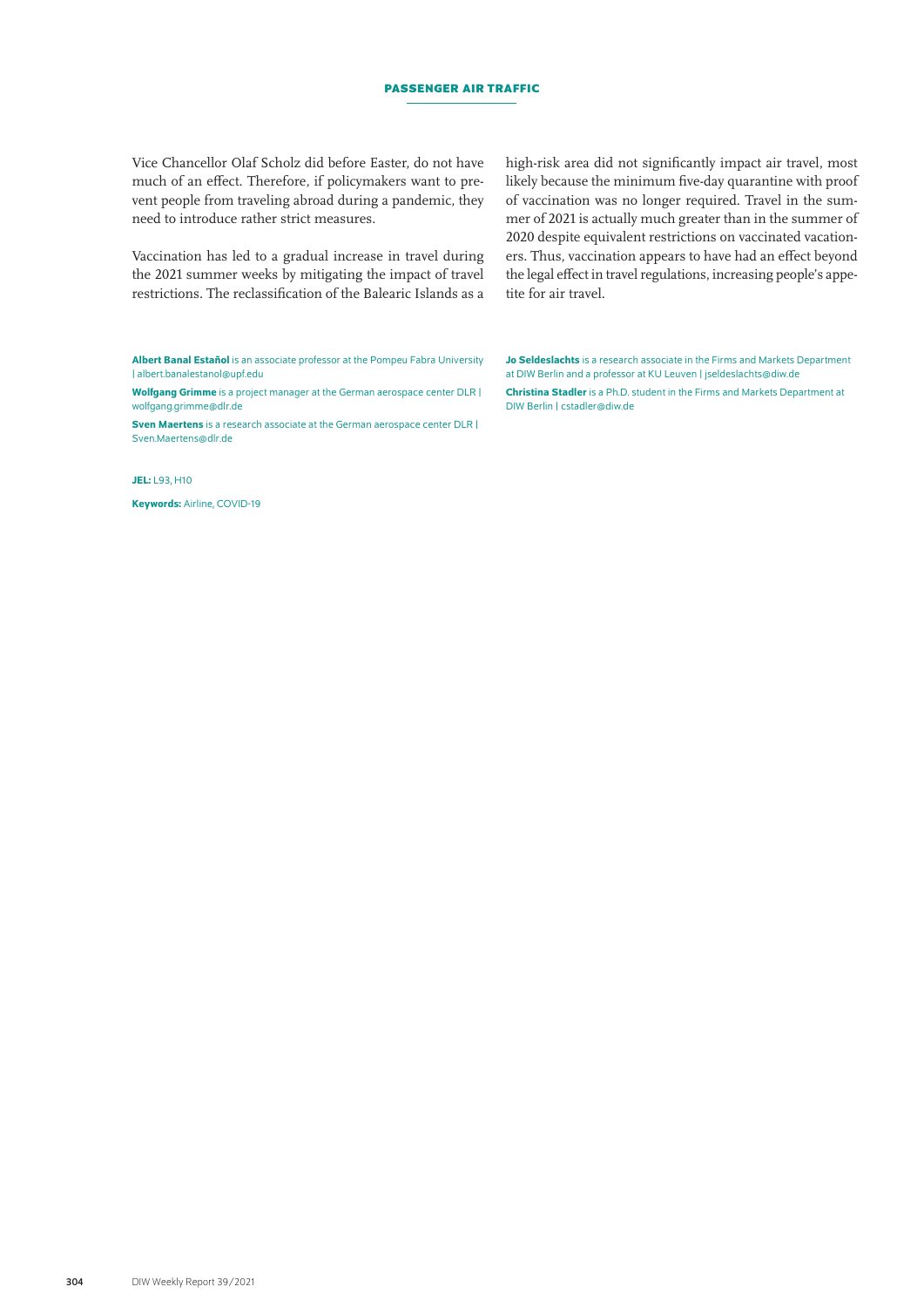Vice Chancellor Olaf Scholz did before Easter, do not have much of an effect. Therefore, if policymakers want to prevent people from traveling abroad during a pandemic, they need to introduce rather strict measures.

Vaccination has led to a gradual increase in travel during the 2021 summer weeks by mitigating the impact of travel restrictions. The reclassification of the Balearic Islands as a high-risk area did not significantly impact air travel, most likely because the minimum five-day quarantine with proof of vaccination was no longer required. Travel in the summer of 2021 is actually much greater than in the summer of 2020 despite equivalent restrictions on vaccinated vacationers. Thus, vaccination appears to have had an effect beyond the legal effect in travel regulations, increasing people's appetite for air travel.

**Albert Banal Estañol** is an associate professor at the Pompeu Fabra University | albert.banalestanol@upf.edu

**Wolfgang Grimme** is a project manager at the German aerospace center DLR | wolfgang.grimme@dlr.de

**Sven Maertens** is a research associate at the German aerospace center DLR | Sven.Maertens@dlr.de

**Jo Seldeslachts** is a research associate in the Firms and Markets Department at DIW Berlin and a professor at KU Leuven | jseldeslachts@diw.de

**Christina Stadler** is a Ph.D. student in the Firms and Markets Department at DIW Berlin | cstadler@diw.de

**JEL:** L93, H10

**Keywords:** Airline, COVID-19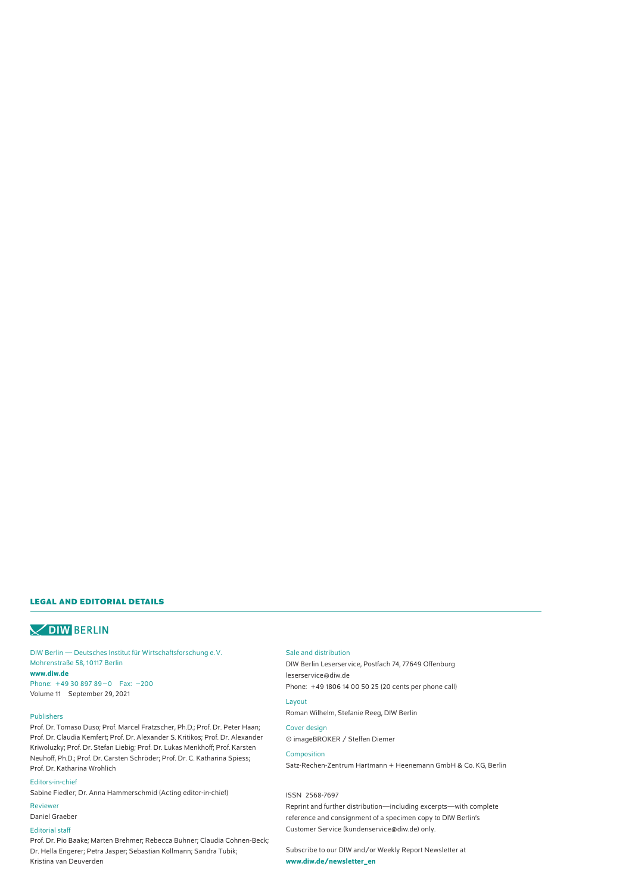## LEGAL AND EDITORIAL DETAILS

DIW BERLIN

DIW Berlin — Deutsches Institut für Wirtschaftsforschung e. V.
Mohrenstraße 58, 10117 Berlin

**www.diw.de**

Phone: +49 30 897 89 – 0 Fax: – 200

Volume 11 September 29, 2021

Publishers

Prof. Dr. Tomaso Duso; Prof. Marcel Fratzscher, Ph.D.; Prof. Dr. Peter Haan; Prof. Dr. Claudia Kemfert; Prof. Dr. Alexander S. Kritikos; Prof. Dr. Alexander Kriwoluzky; Prof. Dr. Stefan Liebig; Prof. Dr. Lukas Menkhoff; Prof. Karsten Neuhoff, Ph.D.; Prof. Dr. Carsten Schröder; Prof. Dr. C. Katharina Spiess; Prof. Dr. Katharina Wrohlich

Editors-in-chief

Sabine Fiedler; Dr. Anna Hammerschmid (Acting editor-in-chief)

Reviewer

Daniel Graeber

Editorial staff

Prof. Dr. Pio Baake; Marten Brehmer; Rebecca Buhner; Claudia Cohnen-Beck; Dr. Hella Engerer; Petra Jasper; Sebastian Kollmann; Sandra Tubik; Kristina van Deuverden

Sale and distribution

DIW Berlin Leserservice, Postfach 74, 77649 Offenburg
leserservice@diw.de
Phone: +49 1806 14 00 50 25 (20 cents per phone call)

Layout

Roman Wilhelm, Stefanie Reeg, DIW Berlin

Cover design

© imageBROKER / Steffen Diemer

Composition

Satz-Rechen-Zentrum Hartmann + Heenemann GmbH & Co. KG, Berlin

ISSN 2568-7697

Reprint and further distribution—including excerpts—with complete reference and consignment of a specimen copy to DIW Berlin's Customer Service (kundenservice@diw.de) only.

Subscribe to our DIW and/or Weekly Report Newsletter at
**www.diw.de/newsletter_en**